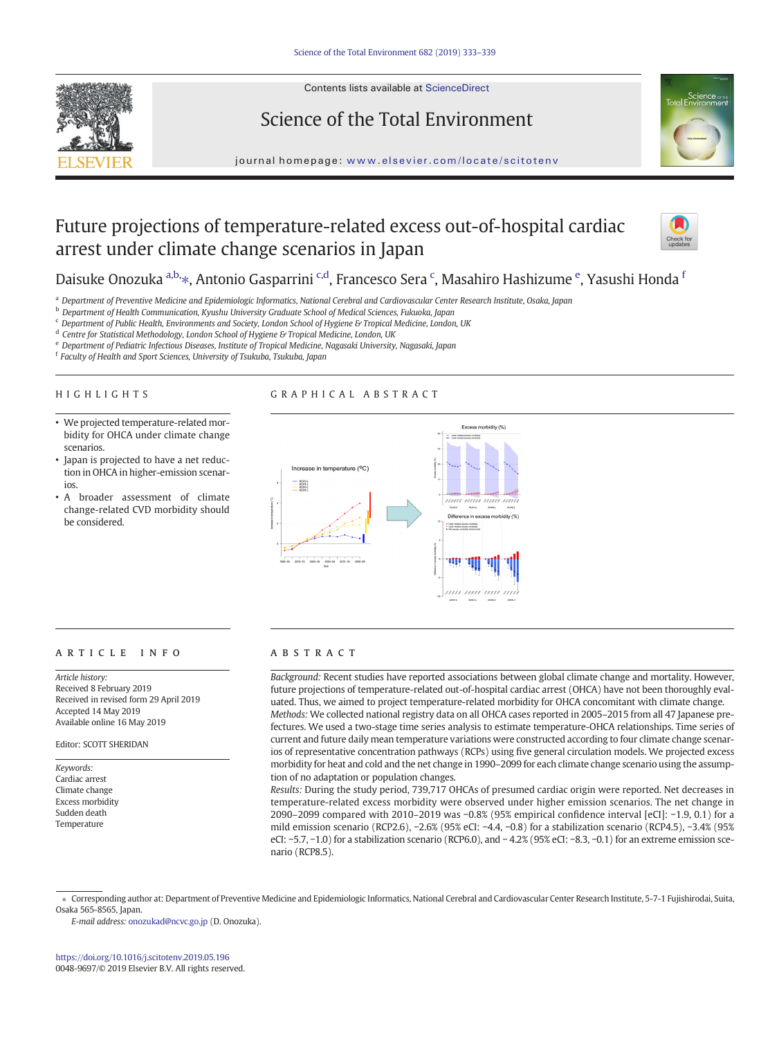Contents lists available at ScienceDirect

# Science of the Total Environment

journal homepage: www.elsevier.com/locate/scitotenv

# Future projections of temperature-related excess out-of-hospital cardiac arrest under climate change scenarios in Japan

Daisuke Onozuka [a,b,*], Antonio Gasparrini [c,d], Francesco Sera [c], Masahiro Hashizume [e], Yasushi Honda [f]

[a] Department of Preventive Medicine and Epidemiologic Informatics, National Cerebral and Cardiovascular Center Research Institute, Osaka, Japan
[b] Department of Health Communication, Kyushu University Graduate School of Medical Sciences, Fukuoka, Japan
[c] Department of Public Health, Environments and Society, London School of Hygiene & Tropical Medicine, London, UK
[d] Centre for Statistical Methodology, London School of Hygiene & Tropical Medicine, London, UK
[e] Department of Pediatric Infectious Diseases, Institute of Tropical Medicine, Nagasaki University, Nagasaki, Japan
[f] Faculty of Health and Sport Sciences, University of Tsukuba, Tsukuba, Japan

## HIGHLIGHTS

- We projected temperature-related morbidity for OHCA under climate change scenarios.
- Japan is projected to have a net reduction in OHCA in higher-emission scenarios.
- A broader assessment of climate change-related CVD morbidity should be considered.

## GRAPHICAL ABSTRACT

## ARTICLE INFO

*Article history:*
Received 8 February 2019
Received in revised form 29 April 2019
Accepted 14 May 2019
Available online 16 May 2019

Editor: SCOTT SHERIDAN

*Keywords:*
Cardiac arrest
Climate change
Excess morbidity
Sudden death
Temperature

## ABSTRACT

*Background:* Recent studies have reported associations between global climate change and mortality. However, future projections of temperature-related out-of-hospital cardiac arrest (OHCA) have not been thoroughly evaluated. Thus, we aimed to project temperature-related morbidity for OHCA concomitant with climate change.

*Methods:* We collected national registry data on all OHCA cases reported in 2005–2015 from all 47 Japanese prefectures. We used a two-stage time series analysis to estimate temperature-OHCA relationships. Time series of current and future daily mean temperature variations were constructed according to four climate change scenarios of representative concentration pathways (RCPs) using five general circulation models. We projected excess morbidity for heat and cold and the net change in 1990–2099 for each climate change scenario using the assumption of no adaptation or population changes.

*Results:* During the study period, 739,717 OHCAs of presumed cardiac origin were reported. Net decreases in temperature-related excess morbidity were observed under higher emission scenarios. The net change in 2090–2099 compared with 2010–2019 was −0.8% (95% empirical confidence interval [eCI]: −1.9, 0.1) for a mild emission scenario (RCP2.6), −2.6% (95% eCI: −4.4, −0.8) for a stabilization scenario (RCP4.5), −3.4% (95% eCI: −5.7, −1.0) for a stabilization scenario (RCP6.0), and − 4.2% (95% eCI: −8.3, −0.1) for an extreme emission scenario (RCP8.5).

* Corresponding author at: Department of Preventive Medicine and Epidemiologic Informatics, National Cerebral and Cardiovascular Center Research Institute, 5-7-1 Fujishirodai, Suita, Osaka 565-8565, Japan.
*E-mail address:* onozukad@ncvc.go.jp (D. Onozuka).

https://doi.org/10.1016/j.scitotenv.2019.05.196
0048-9697/© 2019 Elsevier B.V. All rights reserved.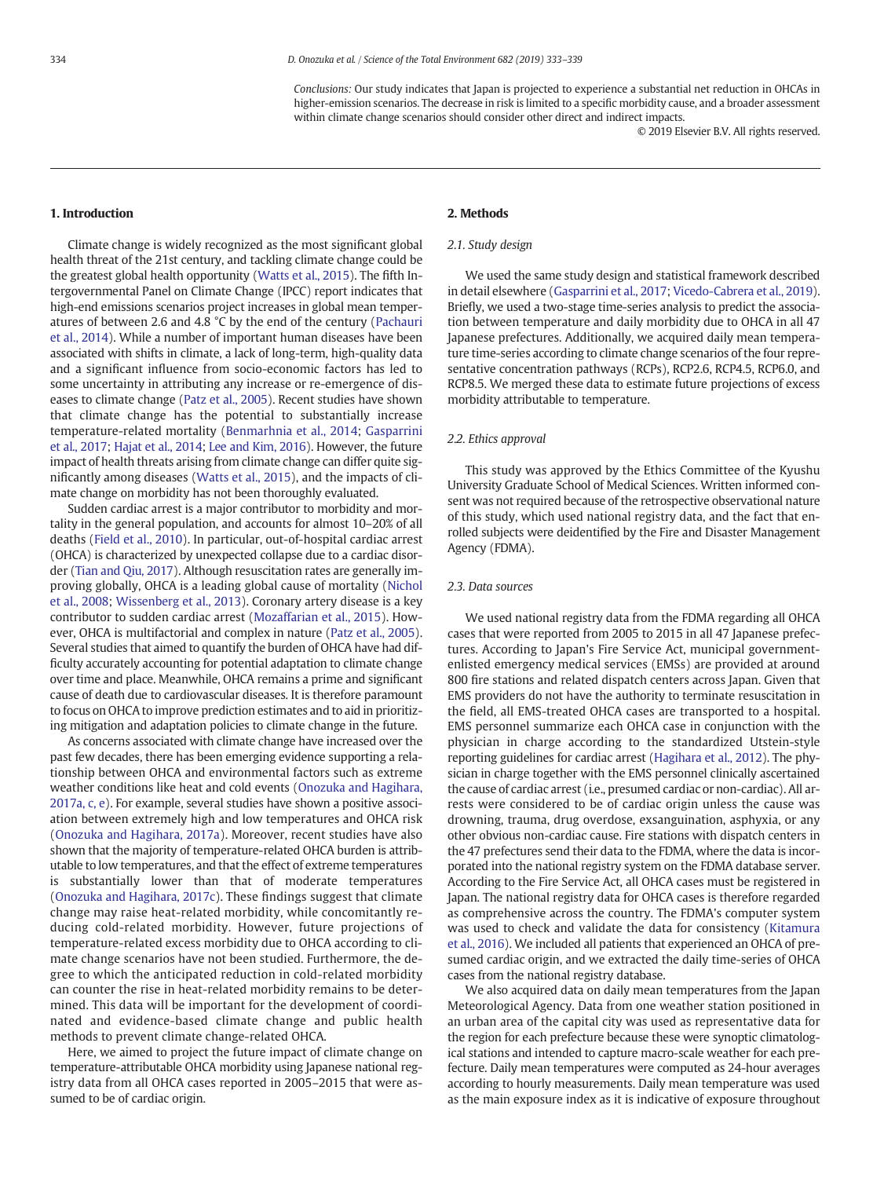*Conclusions:* Our study indicates that Japan is projected to experience a substantial net reduction in OHCAs in higher-emission scenarios. The decrease in risk is limited to a specific morbidity cause, and a broader assessment within climate change scenarios should consider other direct and indirect impacts.

© 2019 Elsevier B.V. All rights reserved.

## 1. Introduction

Climate change is widely recognized as the most significant global health threat of the 21st century, and tackling climate change could be the greatest global health opportunity (Watts et al., 2015). The fifth Intergovernmental Panel on Climate Change (IPCC) report indicates that high-end emissions scenarios project increases in global mean temperatures of between 2.6 and 4.8 °C by the end of the century (Pachauri et al., 2014). While a number of important human diseases have been associated with shifts in climate, a lack of long-term, high-quality data and a significant influence from socio-economic factors has led to some uncertainty in attributing any increase or re-emergence of diseases to climate change (Patz et al., 2005). Recent studies have shown that climate change has the potential to substantially increase temperature-related mortality (Benmarhnia et al., 2014; Gasparrini et al., 2017; Hajat et al., 2014; Lee and Kim, 2016). However, the future impact of health threats arising from climate change can differ quite significantly among diseases (Watts et al., 2015), and the impacts of climate change on morbidity has not been thoroughly evaluated.

Sudden cardiac arrest is a major contributor to morbidity and mortality in the general population, and accounts for almost 10–20% of all deaths (Field et al., 2010). In particular, out-of-hospital cardiac arrest (OHCA) is characterized by unexpected collapse due to a cardiac disorder (Tian and Qiu, 2017). Although resuscitation rates are generally improving globally, OHCA is a leading global cause of mortality (Nichol et al., 2008; Wissenberg et al., 2013). Coronary artery disease is a key contributor to sudden cardiac arrest (Mozaffarian et al., 2015). However, OHCA is multifactorial and complex in nature (Patz et al., 2005). Several studies that aimed to quantify the burden of OHCA have had difficulty accurately accounting for potential adaptation to climate change over time and place. Meanwhile, OHCA remains a prime and significant cause of death due to cardiovascular diseases. It is therefore paramount to focus on OHCA to improve prediction estimates and to aid in prioritizing mitigation and adaptation policies to climate change in the future.

As concerns associated with climate change have increased over the past few decades, there has been emerging evidence supporting a relationship between OHCA and environmental factors such as extreme weather conditions like heat and cold events (Onozuka and Hagihara, 2017a, c, e). For example, several studies have shown a positive association between extremely high and low temperatures and OHCA risk (Onozuka and Hagihara, 2017a). Moreover, recent studies have also shown that the majority of temperature-related OHCA burden is attributable to low temperatures, and that the effect of extreme temperatures is substantially lower than that of moderate temperatures (Onozuka and Hagihara, 2017c). These findings suggest that climate change may raise heat-related morbidity, while concomitantly reducing cold-related morbidity. However, future projections of temperature-related excess morbidity due to OHCA according to climate change scenarios have not been studied. Furthermore, the degree to which the anticipated reduction in cold-related morbidity can counter the rise in heat-related morbidity remains to be determined. This data will be important for the development of coordinated and evidence-based climate change and public health methods to prevent climate change-related OHCA.

Here, we aimed to project the future impact of climate change on temperature-attributable OHCA morbidity using Japanese national registry data from all OHCA cases reported in 2005–2015 that were assumed to be of cardiac origin.

## 2. Methods

### 2.1. Study design

We used the same study design and statistical framework described in detail elsewhere (Gasparrini et al., 2017; Vicedo-Cabrera et al., 2019). Briefly, we used a two-stage time-series analysis to predict the association between temperature and daily morbidity due to OHCA in all 47 Japanese prefectures. Additionally, we acquired daily mean temperature time-series according to climate change scenarios of the four representative concentration pathways (RCPs), RCP2.6, RCP4.5, RCP6.0, and RCP8.5. We merged these data to estimate future projections of excess morbidity attributable to temperature.

### 2.2. Ethics approval

This study was approved by the Ethics Committee of the Kyushu University Graduate School of Medical Sciences. Written informed consent was not required because of the retrospective observational nature of this study, which used national registry data, and the fact that enrolled subjects were deidentified by the Fire and Disaster Management Agency (FDMA).

### 2.3. Data sources

We used national registry data from the FDMA regarding all OHCA cases that were reported from 2005 to 2015 in all 47 Japanese prefectures. According to Japan's Fire Service Act, municipal government-enlisted emergency medical services (EMSs) are provided at around 800 fire stations and related dispatch centers across Japan. Given that EMS providers do not have the authority to terminate resuscitation in the field, all EMS-treated OHCA cases are transported to a hospital. EMS personnel summarize each OHCA case in conjunction with the physician in charge according to the standardized Utstein-style reporting guidelines for cardiac arrest (Hagihara et al., 2012). The physician in charge together with the EMS personnel clinically ascertained the cause of cardiac arrest (i.e., presumed cardiac or non-cardiac). All arrests were considered to be of cardiac origin unless the cause was drowning, trauma, drug overdose, exsanguination, asphyxia, or any other obvious non-cardiac cause. Fire stations with dispatch centers in the 47 prefectures send their data to the FDMA, where the data is incorporated into the national registry system on the FDMA database server. According to the Fire Service Act, all OHCA cases must be registered in Japan. The national registry data for OHCA cases is therefore regarded as comprehensive across the country. The FDMA's computer system was used to check and validate the data for consistency (Kitamura et al., 2016). We included all patients that experienced an OHCA of presumed cardiac origin, and we extracted the daily time-series of OHCA cases from the national registry database.

We also acquired data on daily mean temperatures from the Japan Meteorological Agency. Data from one weather station positioned in an urban area of the capital city was used as representative data for the region for each prefecture because these were synoptic climatological stations and intended to capture macro-scale weather for each prefecture. Daily mean temperatures were computed as 24-hour averages according to hourly measurements. Daily mean temperature was used as the main exposure index as it is indicative of exposure throughout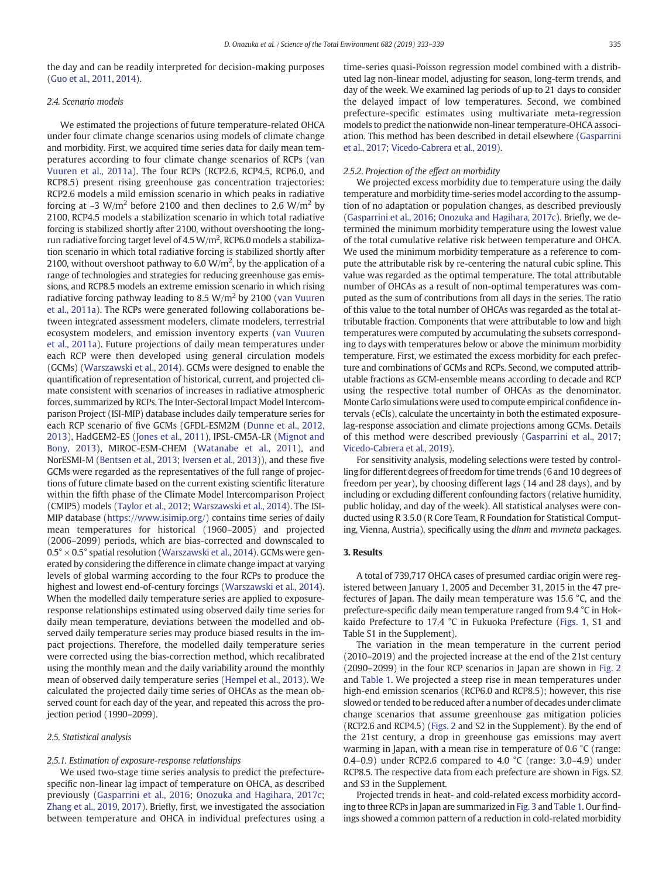the day and can be readily interpreted for decision-making purposes (Guo et al., 2011, 2014).

### 2.4. Scenario models

We estimated the projections of future temperature-related OHCA under four climate change scenarios using models of climate change and morbidity. First, we acquired time series data for daily mean temperatures according to four climate change scenarios of RCPs (van Vuuren et al., 2011a). The four RCPs (RCP2.6, RCP4.5, RCP6.0, and RCP8.5) present rising greenhouse gas concentration trajectories: RCP2.6 models a mild emission scenario in which peaks in radiative forcing at ~3 $W/m^2$ before 2100 and then declines to 2.6 $W/m^2$ by 2100, RCP4.5 models a stabilization scenario in which total radiative forcing is stabilized shortly after 2100, without overshooting the long-run radiative forcing target level of 4.5 $W/m^2$, RCP6.0 models a stabilization scenario in which total radiative forcing is stabilized shortly after 2100, without overshoot pathway to 6.0 $W/m^2$, by the application of a range of technologies and strategies for reducing greenhouse gas emissions, and RCP8.5 models an extreme emission scenario in which rising radiative forcing pathway leading to 8.5 $W/m^2$ by 2100 (van Vuuren et al., 2011a). The RCPs were generated following collaborations between integrated assessment modelers, climate modelers, terrestrial ecosystem modelers, and emission inventory experts (van Vuuren et al., 2011a). Future projections of daily mean temperatures under each RCP were then developed using general circulation models (GCMs) (Warszawski et al., 2014). GCMs were designed to enable the quantification of representation of historical, current, and projected climate consistent with scenarios of increases in radiative atmospheric forces, summarized by RCPs. The Inter-Sectoral Impact Model Intercomparison Project (ISI-MIP) database includes daily temperature series for each RCP scenario of five GCMs (GFDL-ESM2M (Dunne et al., 2012, 2013), HadGEM2-ES (Jones et al., 2011), IPSL-CM5A-LR (Mignot and Bony, 2013), MIROC-ESM-CHEM (Watanabe et al., 2011), and NorESMI-M (Bentsen et al., 2013; Iversen et al., 2013)), and these five GCMs were regarded as the representatives of the full range of projections of future climate based on the current existing scientific literature within the fifth phase of the Climate Model Intercomparison Project (CMIP5) models (Taylor et al., 2012; Warszawski et al., 2014). The ISI-MIP database (https://www.isimip.org/) contains time series of daily mean temperatures for historical (1960–2005) and projected (2006–2099) periods, which are bias-corrected and downscaled to $0.5° \times 0.5°$ spatial resolution (Warszawski et al., 2014). GCMs were generated by considering the difference in climate change impact at varying levels of global warming according to the four RCPs to produce the highest and lowest end-of-century forcings (Warszawski et al., 2014). When the modelled daily temperature series are applied to exposure-response relationships estimated using observed daily time series for daily mean temperature, deviations between the modelled and observed daily temperature series may produce biased results in the impact projections. Therefore, the modelled daily temperature series were corrected using the bias-correction method, which recalibrated using the monthly mean and the daily variability around the monthly mean of observed daily temperature series (Hempel et al., 2013). We calculated the projected daily time series of OHCAs as the mean observed count for each day of the year, and repeated this across the projection period (1990–2099).

### 2.5. Statistical analysis

#### 2.5.1. Estimation of exposure-response relationships

We used two-stage time series analysis to predict the prefecture-specific non-linear lag impact of temperature on OHCA, as described previously (Gasparrini et al., 2016; Onozuka and Hagihara, 2017c; Zhang et al., 2019, 2017). Briefly, first, we investigated the association between temperature and OHCA in individual prefectures using a time-series quasi-Poisson regression model combined with a distributed lag non-linear model, adjusting for season, long-term trends, and day of the week. We examined lag periods of up to 21 days to consider the delayed impact of low temperatures. Second, we combined prefecture-specific estimates using multivariate meta-regression models to predict the nationwide non-linear temperature-OHCA association. This method has been described in detail elsewhere (Gasparrini et al., 2017; Vicedo-Cabrera et al., 2019).

#### 2.5.2. Projection of the effect on morbidity

We projected excess morbidity due to temperature using the daily temperature and morbidity time-series model according to the assumption of no adaptation or population changes, as described previously (Gasparrini et al., 2016; Onozuka and Hagihara, 2017c). Briefly, we determined the minimum morbidity temperature using the lowest value of the total cumulative relative risk between temperature and OHCA. We used the minimum morbidity temperature as a reference to compute the attributable risk by re-centering the natural cubic spline. This value was regarded as the optimal temperature. The total attributable number of OHCAs as a result of non-optimal temperatures was computed as the sum of contributions from all days in the series. The ratio of this value to the total number of OHCAs was regarded as the total attributable fraction. Components that were attributable to low and high temperatures were computed by accumulating the subsets corresponding to days with temperatures below or above the minimum morbidity temperature. First, we estimated the excess morbidity for each prefecture and combinations of GCMs and RCPs. Second, we computed attributable fractions as GCM-ensemble means according to decade and RCP using the respective total number of OHCAs as the denominator. Monte Carlo simulations were used to compute empirical confidence intervals (eCIs), calculate the uncertainty in both the estimated exposure-lag-response association and climate projections among GCMs. Details of this method were described previously (Gasparrini et al., 2017; Vicedo-Cabrera et al., 2019).

For sensitivity analysis, modeling selections were tested by controlling for different degrees of freedom for time trends (6 and 10 degrees of freedom per year), by choosing different lags (14 and 28 days), and by including or excluding different confounding factors (relative humidity, public holiday, and day of the week). All statistical analyses were conducted using R 3.5.0 (R Core Team, R Foundation for Statistical Computing, Vienna, Austria), specifically using the *dlnm* and *mvmeta* packages.

## 3. Results

A total of 739,717 OHCA cases of presumed cardiac origin were registered between January 1, 2005 and December 31, 2015 in the 47 prefectures of Japan. The daily mean temperature was 15.6 °C, and the prefecture-specific daily mean temperature ranged from 9.4 °C in Hokkaido Prefecture to 17.4 °C in Fukuoka Prefecture (Figs. 1, S1 and Table S1 in the Supplement).

The variation in the mean temperature in the current period (2010–2019) and the projected increase at the end of the 21st century (2090–2099) in the four RCP scenarios in Japan are shown in Fig. 2 and Table 1. We projected a steep rise in mean temperatures under high-end emission scenarios (RCP6.0 and RCP8.5); however, this rise slowed or tended to be reduced after a number of decades under climate change scenarios that assume greenhouse gas mitigation policies (RCP2.6 and RCP4.5) (Figs. 2 and S2 in the Supplement). By the end of the 21st century, a drop in greenhouse gas emissions may avert warming in Japan, with a mean rise in temperature of 0.6 °C (range: 0.4–0.9) under RCP2.6 compared to 4.0 °C (range: 3.0–4.9) under RCP8.5. The respective data from each prefecture are shown in Figs. S2 and S3 in the Supplement.

Projected trends in heat- and cold-related excess morbidity according to three RCPs in Japan are summarized in Fig. 3 and Table 1. Our findings showed a common pattern of a reduction in cold-related morbidity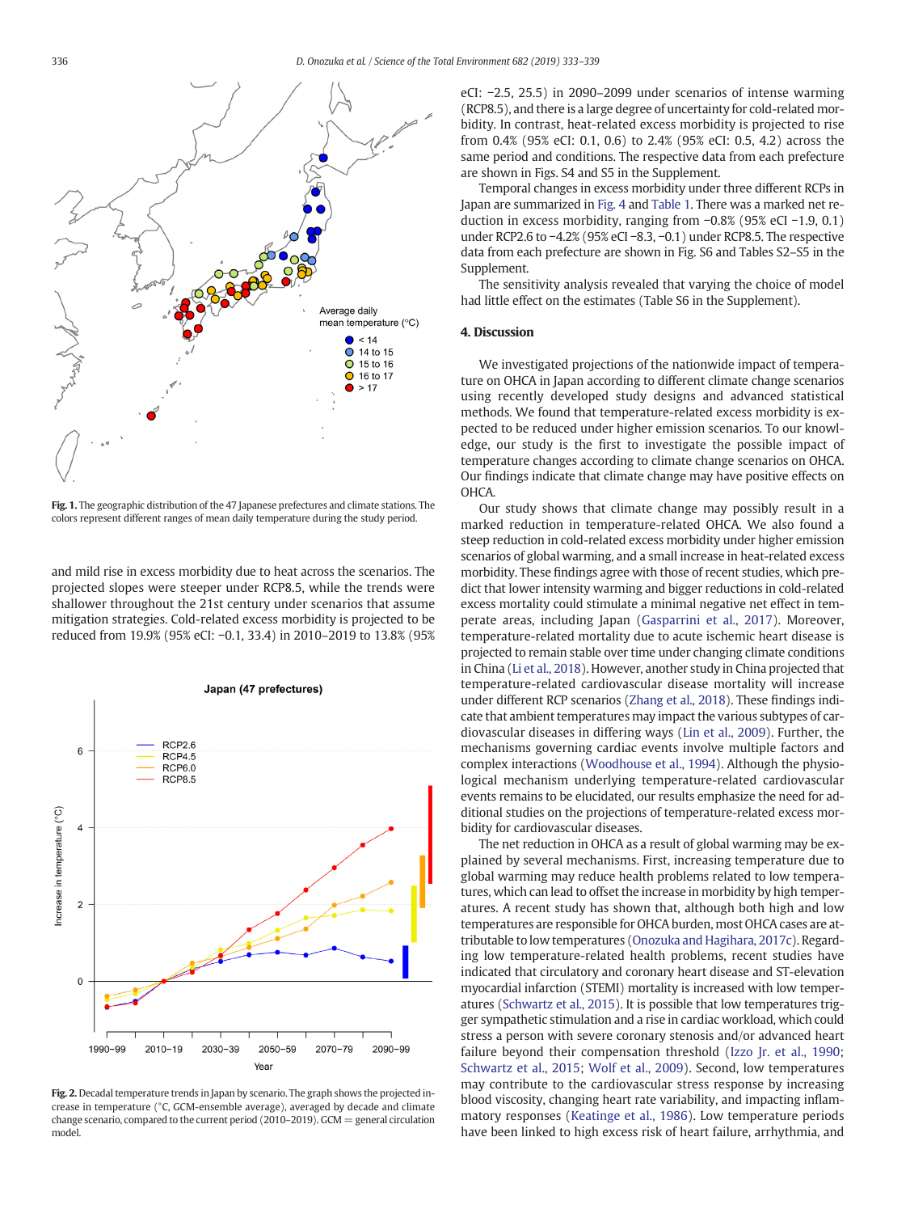Fig. 1. The geographic distribution of the 47 Japanese prefectures and climate stations. The colors represent different ranges of mean daily temperature during the study period.

and mild rise in excess morbidity due to heat across the scenarios. The projected slopes were steeper under RCP8.5, while the trends were shallower throughout the 21st century under scenarios that assume mitigation strategies. Cold-related excess morbidity is projected to be reduced from 19.9% (95% eCI: −0.1, 33.4) in 2010–2019 to 13.8% (95% eCI: −2.5, 25.5) in 2090–2099 under scenarios of intense warming (RCP8.5), and there is a large degree of uncertainty for cold-related morbidity. In contrast, heat-related excess morbidity is projected to rise from 0.4% (95% eCI: 0.1, 0.6) to 2.4% (95% eCI: 0.5, 4.2) across the same period and conditions. The respective data from each prefecture are shown in Figs. S4 and S5 in the Supplement.

Temporal changes in excess morbidity under three different RCPs in Japan are summarized in Fig. 4 and Table 1. There was a marked net reduction in excess morbidity, ranging from −0.8% (95% eCI −1.9, 0.1) under RCP2.6 to −4.2% (95% eCI −8.3, −0.1) under RCP8.5. The respective data from each prefecture are shown in Fig. S6 and Tables S2–S5 in the Supplement.

The sensitivity analysis revealed that varying the choice of model had little effect on the estimates (Table S6 in the Supplement).

Fig. 2. Decadal temperature trends in Japan by scenario. The graph shows the projected increase in temperature (°C, GCM-ensemble average), averaged by decade and climate change scenario, compared to the current period (2010–2019). GCM = general circulation model.

## 4. Discussion

We investigated projections of the nationwide impact of temperature on OHCA in Japan according to different climate change scenarios using recently developed study designs and advanced statistical methods. We found that temperature-related excess morbidity is expected to be reduced under higher emission scenarios. To our knowledge, our study is the first to investigate the possible impact of temperature changes according to climate change scenarios on OHCA. Our findings indicate that climate change may have positive effects on OHCA.

Our study shows that climate change may possibly result in a marked reduction in temperature-related OHCA. We also found a steep reduction in cold-related excess morbidity under higher emission scenarios of global warming, and a small increase in heat-related excess morbidity. These findings agree with those of recent studies, which predict that lower intensity warming and bigger reductions in cold-related excess mortality could stimulate a minimal negative net effect in temperate areas, including Japan (Gasparrini et al., 2017). Moreover, temperature-related mortality due to acute ischemic heart disease is projected to remain stable over time under changing climate conditions in China (Li et al., 2018). However, another study in China projected that temperature-related cardiovascular disease mortality will increase under different RCP scenarios (Zhang et al., 2018). These findings indicate that ambient temperatures may impact the various subtypes of cardiovascular diseases in differing ways (Lin et al., 2009). Further, the mechanisms governing cardiac events involve multiple factors and complex interactions (Woodhouse et al., 1994). Although the physiological mechanism underlying temperature-related cardiovascular events remains to be elucidated, our results emphasize the need for additional studies on the projections of temperature-related excess morbidity for cardiovascular diseases.

The net reduction in OHCA as a result of global warming may be explained by several mechanisms. First, increasing temperature due to global warming may reduce health problems related to low temperatures, which can lead to offset the increase in morbidity by high temperatures. A recent study has shown that, although both high and low temperatures are responsible for OHCA burden, most OHCA cases are attributable to low temperatures (Onozuka and Hagihara, 2017c). Regarding low temperature-related health problems, recent studies have indicated that circulatory and coronary heart disease and ST-elevation myocardial infarction (STEMI) mortality is increased with low temperatures (Schwartz et al., 2015). It is possible that low temperatures trigger sympathetic stimulation and a rise in cardiac workload, which could stress a person with severe coronary stenosis and/or advanced heart failure beyond their compensation threshold (Izzo Jr. et al., 1990; Schwartz et al., 2015; Wolf et al., 2009). Second, low temperatures may contribute to the cardiovascular stress response by increasing blood viscosity, changing heart rate variability, and impacting inflammatory responses (Keatinge et al., 1986). Low temperature periods have been linked to high excess risk of heart failure, arrhythmia, and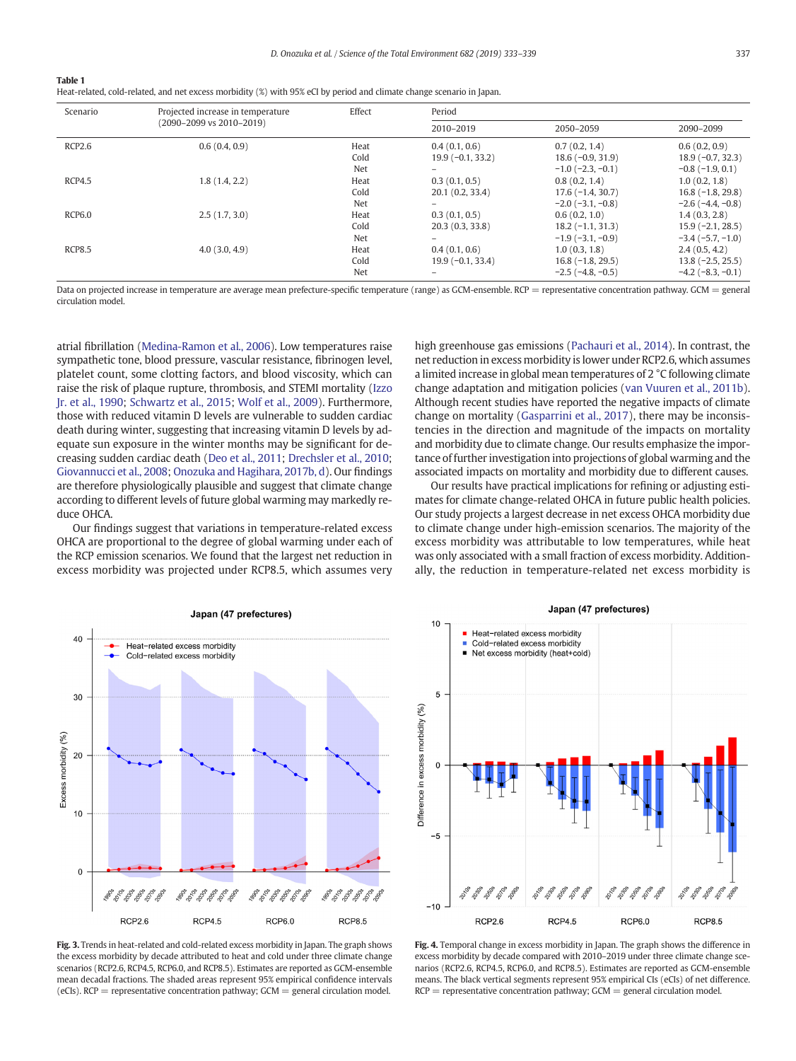**Table 1**
Heat-related, cold-related, and net excess morbidity (%) with 95% eCI by period and climate change scenario in Japan.

| Scenario | Projected increase in temperature (2090–2099 vs 2010–2019) | Effect | Period | | |
|---|---|---|---|---|---|
| | | | 2010–2019 | 2050–2059 | 2090–2099 |
| RCP2.6 | 0.6 (0.4, 0.9) | Heat | 0.4 (0.1, 0.6) | 0.7 (0.2, 1.4) | 0.6 (0.2, 0.9) |
| | | Cold | 19.9 (−0.1, 33.2) | 18.6 (−0.9, 31.9) | 18.9 (−0.7, 32.3) |
| | | Net | – | −1.0 (−2.3, −0.1) | −0.8 (−1.9, 0.1) |
| RCP4.5 | 1.8 (1.4, 2.2) | Heat | 0.3 (0.1, 0.5) | 0.8 (0.2, 1.4) | 1.0 (0.2, 1.8) |
| | | Cold | 20.1 (0.2, 33.4) | 17.6 (−1.4, 30.7) | 16.8 (−1.8, 29.8) |
| | | Net | – | −2.0 (−3.1, −0.8) | −2.6 (−4.4, −0.8) |
| RCP6.0 | 2.5 (1.7, 3.0) | Heat | 0.3 (0.1, 0.5) | 0.6 (0.2, 1.0) | 1.4 (0.3, 2.8) |
| | | Cold | 20.3 (0.3, 33.8) | 18.2 (−1.1, 31.3) | 15.9 (−2.1, 28.5) |
| | | Net | – | −1.9 (−3.1, −0.9) | −3.4 (−5.7, −1.0) |
| RCP8.5 | 4.0 (3.0, 4.9) | Heat | 0.4 (0.1, 0.6) | 1.0 (0.3, 1.8) | 2.4 (0.5, 4.2) |
| | | Cold | 19.9 (−0.1, 33.4) | 16.8 (−1.8, 29.5) | 13.8 (−2.5, 25.5) |
| | | Net | – | −2.5 (−4.8, −0.5) | −4.2 (−8.3, −0.1) |

Data on projected increase in temperature are average mean prefecture-specific temperature (range) as GCM-ensemble. RCP = representative concentration pathway. GCM = general circulation model.

atrial fibrillation (Medina-Ramon et al., 2006). Low temperatures raise sympathetic tone, blood pressure, vascular resistance, fibrinogen level, platelet count, some clotting factors, and blood viscosity, which can raise the risk of plaque rupture, thrombosis, and STEMI mortality (Izzo Jr. et al., 1990; Schwartz et al., 2015; Wolf et al., 2009). Furthermore, those with reduced vitamin D levels are vulnerable to sudden cardiac death during winter, suggesting that increasing vitamin D levels by adequate sun exposure in the winter months may be significant for decreasing sudden cardiac death (Deo et al., 2011; Drechsler et al., 2010; Giovannucci et al., 2008; Onozuka and Hagihara, 2017b, d). Our findings are therefore physiologically plausible and suggest that climate change according to different levels of future global warming may markedly reduce OHCA.

Our findings suggest that variations in temperature-related excess OHCA are proportional to the degree of global warming under each of the RCP emission scenarios. We found that the largest net reduction in excess morbidity was projected under RCP8.5, which assumes very high greenhouse gas emissions (Pachauri et al., 2014). In contrast, the net reduction in excess morbidity is lower under RCP2.6, which assumes a limited increase in global mean temperatures of 2 °C following climate change adaptation and mitigation policies (van Vuuren et al., 2011b). Although recent studies have reported the negative impacts of climate change on mortality (Gasparrini et al., 2017), there may be inconsistencies in the direction and magnitude of the impacts on mortality and morbidity due to climate change. Our results emphasize the importance of further investigation into projections of global warming and the associated impacts on mortality and morbidity due to different causes.

Our results have practical implications for refining or adjusting estimates for climate change-related OHCA in future public health policies. Our study projects a largest decrease in net excess OHCA morbidity due to climate change under high-emission scenarios. The majority of the excess morbidity was attributable to low temperatures, while heat was only associated with a small fraction of excess morbidity. Additionally, the reduction in temperature-related net excess morbidity is

**Fig. 3.** Trends in heat-related and cold-related excess morbidity in Japan. The graph shows the excess morbidity by decade attributed to heat and cold under three climate change scenarios (RCP2.6, RCP4.5, RCP6.0, and RCP8.5). Estimates are reported as GCM-ensemble mean decadal fractions. The shaded areas represent 95% empirical confidence intervals (eCIs). RCP = representative concentration pathway; GCM = general circulation model.

**Fig. 4.** Temporal change in excess morbidity in Japan. The graph shows the difference in excess morbidity by decade compared with 2010–2019 under three climate change scenarios (RCP2.6, RCP4.5, RCP6.0, and RCP8.5). Estimates are reported as GCM-ensemble means. The black vertical segments represent 95% empirical CIs (eCIs) of net difference. RCP = representative concentration pathway; GCM = general circulation model.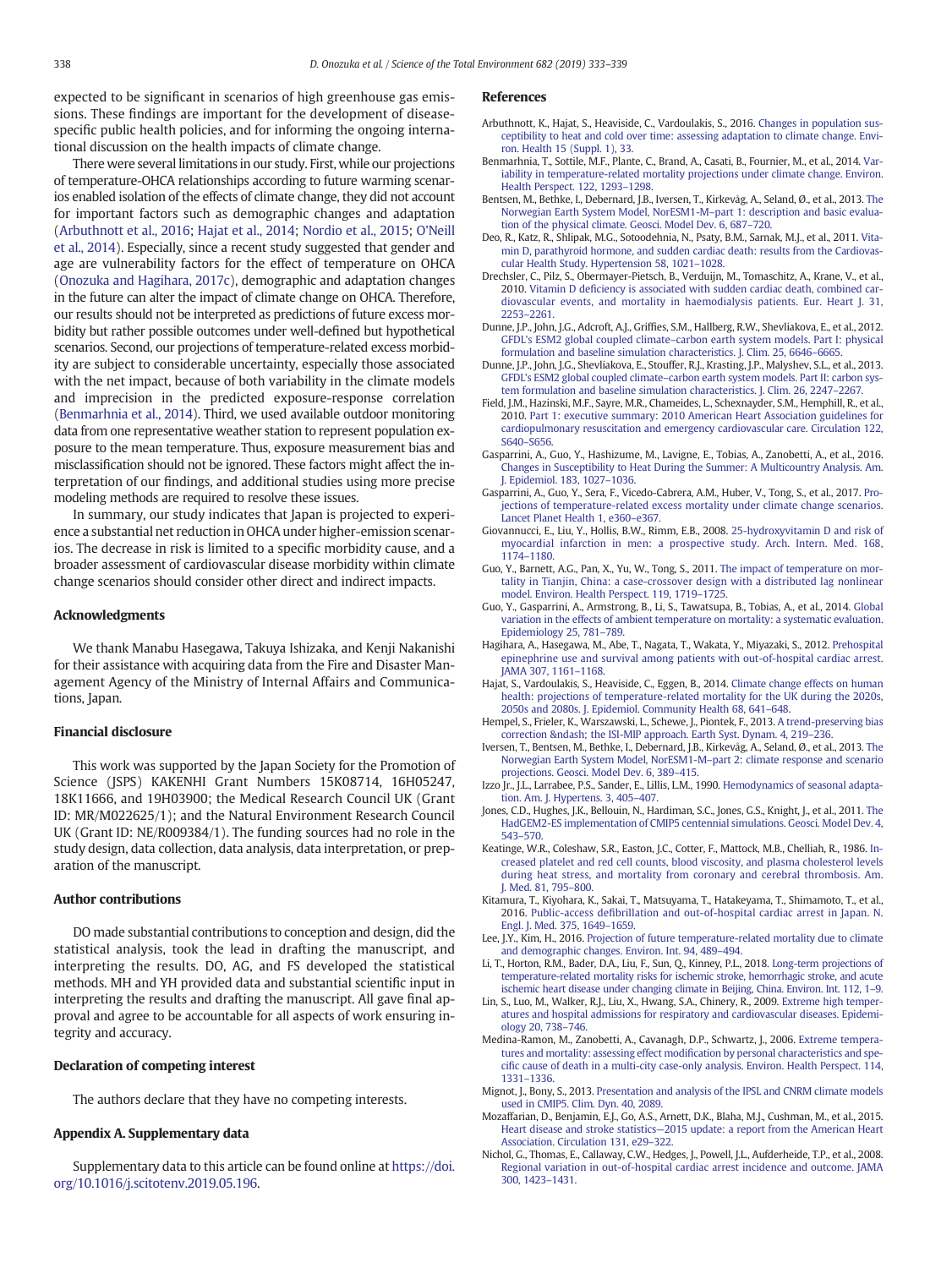expected to be significant in scenarios of high greenhouse gas emissions. These findings are important for the development of disease-specific public health policies, and for informing the ongoing international discussion on the health impacts of climate change.

There were several limitations in our study. First, while our projections of temperature-OHCA relationships according to future warming scenarios enabled isolation of the effects of climate change, they did not account for important factors such as demographic changes and adaptation (Arbuthnott et al., 2016; Hajat et al., 2014; Nordio et al., 2015; O'Neill et al., 2014). Especially, since a recent study suggested that gender and age are vulnerability factors for the effect of temperature on OHCA (Onozuka and Hagihara, 2017c), demographic and adaptation changes in the future can alter the impact of climate change on OHCA. Therefore, our results should not be interpreted as predictions of future excess morbidity but rather possible outcomes under well-defined but hypothetical scenarios. Second, our projections of temperature-related excess morbidity are subject to considerable uncertainty, especially those associated with the net impact, because of both variability in the climate models and imprecision in the predicted exposure-response correlation (Benmarhnia et al., 2014). Third, we used available outdoor monitoring data from one representative weather station to represent population exposure to the mean temperature. Thus, exposure measurement bias and misclassification should not be ignored. These factors might affect the interpretation of our findings, and additional studies using more precise modeling methods are required to resolve these issues.

In summary, our study indicates that Japan is projected to experience a substantial net reduction in OHCA under higher-emission scenarios. The decrease in risk is limited to a specific morbidity cause, and a broader assessment of cardiovascular disease morbidity within climate change scenarios should consider other direct and indirect impacts.

## Acknowledgments

We thank Manabu Hasegawa, Takuya Ishizaka, and Kenji Nakanishi for their assistance with acquiring data from the Fire and Disaster Management Agency of the Ministry of Internal Affairs and Communications, Japan.

## Financial disclosure

This work was supported by the Japan Society for the Promotion of Science (JSPS) KAKENHI Grant Numbers 15K08714, 16H05247, 18K11666, and 19H03900; the Medical Research Council UK (Grant ID: MR/M022625/1); and the Natural Environment Research Council UK (Grant ID: NE/R009384/1). The funding sources had no role in the study design, data collection, data analysis, data interpretation, or preparation of the manuscript.

## Author contributions

DO made substantial contributions to conception and design, did the statistical analysis, took the lead in drafting the manuscript, and interpreting the results. DO, AG, and FS developed the statistical methods. MH and YH provided data and substantial scientific input in interpreting the results and drafting the manuscript. All gave final approval and agree to be accountable for all aspects of work ensuring integrity and accuracy.

## Declaration of competing interest

The authors declare that they have no competing interests.

## Appendix A. Supplementary data

Supplementary data to this article can be found online at https://doi.org/10.1016/j.scitotenv.2019.05.196.

## References

Arbuthnott, K., Hajat, S., Heaviside, C., Vardoulakis, S., 2016. Changes in population susceptibility to heat and cold over time: assessing adaptation to climate change. Environ. Health 15 (Suppl. 1), 33.

Benmarhnia, T., Sottile, M.F., Plante, C., Brand, A., Casati, B., Fournier, M., et al., 2014. Variability in temperature-related mortality projections under climate change. Environ. Health Perspect. 122, 1293–1298.

Bentsen, M., Bethke, I., Debernard, J.B., Iversen, T., Kirkevåg, A., Seland, Ø., et al., 2013. The Norwegian Earth System Model, NorESM1-M–part 1: description and basic evaluation of the physical climate. Geosci. Model Dev. 6, 687–720.

Deo, R., Katz, R., Shlipak, M.G., Sotoodehnia, N., Psaty, B.M., Sarnak, M.J., et al., 2011. Vitamin D, parathyroid hormone, and sudden cardiac death: results from the Cardiovascular Health Study. Hypertension 58, 1021–1028.

Drechsler, C., Pilz, S., Obermayer-Pietsch, B., Verduijn, M., Tomaschitz, A., Krane, V., et al., 2010. Vitamin D deficiency is associated with sudden cardiac death, combined cardiovascular events, and mortality in haemodialysis patients. Eur. Heart J. 31, 2253–2261.

Dunne, J.P., John, J.G., Adcroft, A.J., Griffies, S.M., Hallberg, R.W., Shevliakova, E., et al., 2012. GFDL's ESM2 global coupled climate–carbon earth system models. Part I: physical formulation and baseline simulation characteristics. J. Clim. 25, 6646–6665.

Dunne, J.P., John, J.G., Shevliakova, E., Stouffer, R.J., Krasting, J.P., Malyshev, S.L., et al., 2013. GFDL's ESM2 global coupled climate–carbon earth system models. Part II: carbon system formulation and baseline simulation characteristics. J. Clim. 26, 2247–2267.

Field, J.M., Hazinski, M.F., Sayre, M.R., Chameides, L., Schexnayder, S.M., Hemphill, R., et al., 2010. Part 1: executive summary: 2010 American Heart Association guidelines for cardiopulmonary resuscitation and emergency cardiovascular care. Circulation 122, S640–S656.

Gasparrini, A., Guo, Y., Hashizume, M., Lavigne, E., Tobias, A., Zanobetti, A., et al., 2016. Changes in Susceptibility to Heat During the Summer: A Multicountry Analysis. Am. J. Epidemiol. 183, 1027–1036.

Gasparrini, A., Guo, Y., Sera, F., Vicedo-Cabrera, A.M., Huber, V., Tong, S., et al., 2017. Projections of temperature-related excess mortality under climate change scenarios. Lancet Planet Health 1, e360–e367.

Giovannucci, E., Liu, Y., Hollis, B.W., Rimm, E.B., 2008. 25-hydroxyvitamin D and risk of myocardial infarction in men: a prospective study. Arch. Intern. Med. 168, 1174–1180.

Guo, Y., Barnett, A.G., Pan, X., Yu, W., Tong, S., 2011. The impact of temperature on mortality in Tianjin, China: a case-crossover design with a distributed lag nonlinear model. Environ. Health Perspect. 119, 1719–1725.

Guo, Y., Gasparrini, A., Armstrong, B., Li, S., Tawatsupa, B., Tobias, A., et al., 2014. Global variation in the effects of ambient temperature on mortality: a systematic evaluation. Epidemiology 25, 781–789.

Hagihara, A., Hasegawa, M., Abe, T., Nagata, T., Wakata, Y., Miyazaki, S., 2012. Prehospital epinephrine use and survival among patients with out-of-hospital cardiac arrest. JAMA 307, 1161–1168.

Hajat, S., Vardoulakis, S., Heaviside, C., Eggen, B., 2014. Climate change effects on human health: projections of temperature-related mortality for the UK during the 2020s, 2050s and 2080s. J. Epidemiol. Community Health 68, 641–648.

Hempel, S., Frieler, K., Warszawski, L., Schewe, J., Piontek, F., 2013. A trend-preserving bias correction &ndash; the ISI-MIP approach. Earth Syst. Dynam. 4, 219–236.

Iversen, T., Bentsen, M., Bethke, I., Debernard, J.B., Kirkevåg, A., Seland, Ø., et al., 2013. The Norwegian Earth System Model, NorESM1-M–part 2: climate response and scenario projections. Geosci. Model Dev. 6, 389–415.

Izzo Jr., J.L., Larrabee, P.S., Sander, E., Lillis, L.M., 1990. Hemodynamics of seasonal adaptation. Am. J. Hypertens. 3, 405–407.

Jones, C.D., Hughes, J.K., Bellouin, N., Hardiman, S.C., Jones, G.S., Knight, J., et al., 2011. The HadGEM2-ES implementation of CMIP5 centennial simulations. Geosci. Model Dev. 4, 543–570.

Keatinge, W.R., Coleshaw, S.R., Easton, J.C., Cotter, F., Mattock, M.B., Chelliah, R., 1986. Increased platelet and red cell counts, blood viscosity, and plasma cholesterol levels during heat stress, and mortality from coronary and cerebral thrombosis. Am. J. Med. 81, 795–800.

Kitamura, T., Kiyohara, K., Sakai, T., Matsuyama, T., Hatakeyama, T., Shimamoto, T., et al., 2016. Public-access defibrillation and out-of-hospital cardiac arrest in Japan. N. Engl. J. Med. 375, 1649–1659.

Lee, J.Y., Kim, H., 2016. Projection of future temperature-related mortality due to climate and demographic changes. Environ. Int. 94, 489–494.

Li, T., Horton, R.M., Bader, D.A., Liu, F., Sun, Q., Kinney, P.L., 2018. Long-term projections of temperature-related mortality risks for ischemic stroke, hemorrhagic stroke, and acute ischemic heart disease under changing climate in Beijing, China. Environ. Int. 112, 1–9.

Lin, S., Luo, M., Walker, R.J., Liu, X., Hwang, S.A., Chinery, R., 2009. Extreme high temperatures and hospital admissions for respiratory and cardiovascular diseases. Epidemiology 20, 738–746.

Medina-Ramon, M., Zanobetti, A., Cavanagh, D.P., Schwartz, J., 2006. Extreme temperatures and mortality: assessing effect modification by personal characteristics and specific cause of death in a multi-city case-only analysis. Environ. Health Perspect. 114, 1331–1336.

Mignot, J., Bony, S., 2013. Presentation and analysis of the IPSL and CNRM climate models used in CMIP5. Clim. Dyn. 40, 2089.

Mozaffarian, D., Benjamin, E.J., Go, A.S., Arnett, D.K., Blaha, M.J., Cushman, M., et al., 2015. Heart disease and stroke statistics—2015 update: a report from the American Heart Association. Circulation 131, e29–322.

Nichol, G., Thomas, E., Callaway, C.W., Hedges, J., Powell, J.L., Aufderheide, T.P., et al., 2008. Regional variation in out-of-hospital cardiac arrest incidence and outcome. JAMA 300, 1423–1431.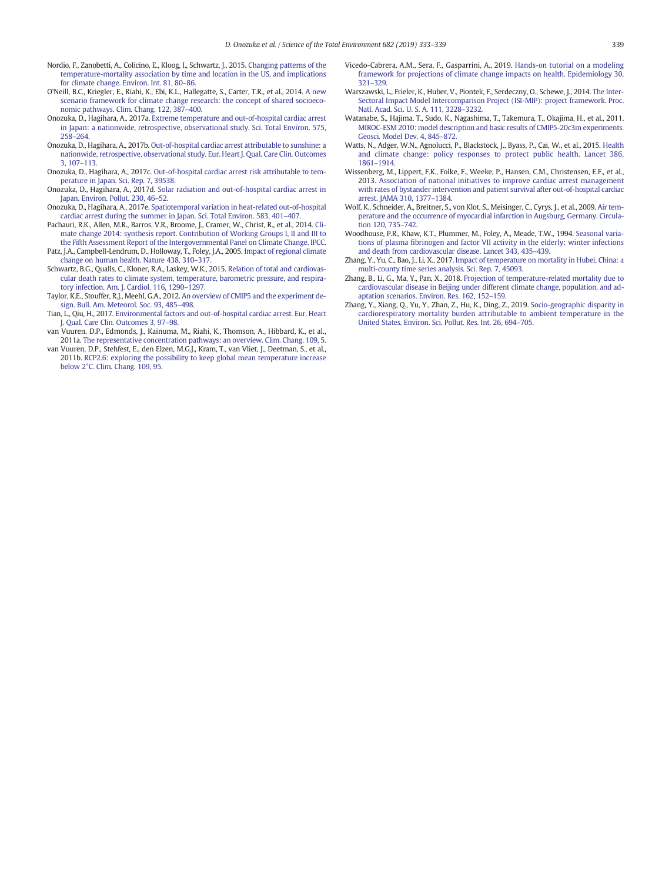Nordio, F., Zanobetti, A., Colicino, E., Kloog, I., Schwartz, J., 2015. Changing patterns of the temperature-mortality association by time and location in the US, and implications for climate change. Environ. Int. 81, 80–86.

O'Neill, B.C., Kriegler, E., Riahi, K., Ebi, K.L., Hallegatte, S., Carter, T.R., et al., 2014. A new scenario framework for climate change research: the concept of shared socioeconomic pathways. Clim. Chang. 122, 387–400.

Onozuka, D., Hagihara, A., 2017a. Extreme temperature and out-of-hospital cardiac arrest in Japan: a nationwide, retrospective, observational study. Sci. Total Environ. 575, 258–264.

Onozuka, D., Hagihara, A., 2017b. Out-of-hospital cardiac arrest attributable to sunshine: a nationwide, retrospective, observational study. Eur. Heart J. Qual. Care Clin. Outcomes 3, 107–113.

Onozuka, D., Hagihara, A., 2017c. Out-of-hospital cardiac arrest risk attributable to temperature in Japan. Sci. Rep. 7, 39538.

Onozuka, D., Hagihara, A., 2017d. Solar radiation and out-of-hospital cardiac arrest in Japan. Environ. Pollut. 230, 46–52.

Onozuka, D., Hagihara, A., 2017e. Spatiotemporal variation in heat-related out-of-hospital cardiac arrest during the summer in Japan. Sci. Total Environ. 583, 401–407.

Pachauri, R.K., Allen, M.R., Barros, V.R., Broome, J., Cramer, W., Christ, R., et al., 2014. Climate change 2014: synthesis report. Contribution of Working Groups I, II and III to the Fifth Assessment Report of the Intergovernmental Panel on Climate Change. IPCC.

Patz, J.A., Campbell-Lendrum, D., Holloway, T., Foley, J.A., 2005. Impact of regional climate change on human health. Nature 438, 310–317.

Schwartz, B.G., Qualls, C., Kloner, R.A., Laskey, W.K., 2015. Relation of total and cardiovascular death rates to climate system, temperature, barometric pressure, and respiratory infection. Am. J. Cardiol. 116, 1290–1297.

Taylor, K.E., Stouffer, R.J., Meehl, G.A., 2012. An overview of CMIP5 and the experiment design. Bull. Am. Meteorol. Soc. 93, 485–498.

Tian, L., Qiu, H., 2017. Environmental factors and out-of-hospital cardiac arrest. Eur. Heart J. Qual. Care Clin. Outcomes 3, 97–98.

van Vuuren, D.P., Edmonds, J., Kainuma, M., Riahi, K., Thomson, A., Hibbard, K., et al., 2011a. The representative concentration pathways: an overview. Clim. Chang. 109, 5.

van Vuuren, D.P., Stehfest, E., den Elzen, M.G.J., Kram, T., van Vliet, J., Deetman, S., et al., 2011b. RCP2.6: exploring the possibility to keep global mean temperature increase below 2°C. Clim. Chang. 109, 95.

Vicedo-Cabrera, A.M., Sera, F., Gasparrini, A., 2019. Hands-on tutorial on a modeling framework for projections of climate change impacts on health. Epidemiology 30, 321–329.

Warszawski, L., Frieler, K., Huber, V., Piontek, F., Serdeczny, O., Schewe, J., 2014. The Inter-Sectoral Impact Model Intercomparison Project (ISI-MIP): project framework. Proc. Natl. Acad. Sci. U. S. A. 111, 3228–3232.

Watanabe, S., Hajima, T., Sudo, K., Nagashima, T., Takemura, T., Okajima, H., et al., 2011. MIROC-ESM 2010: model description and basic results of CMIP5-20c3m experiments. Geosci. Model Dev. 4, 845–872.

Watts, N., Adger, W.N., Agnolucci, P., Blackstock, J., Byass, P., Cai, W., et al., 2015. Health and climate change: policy responses to protect public health. Lancet 386, 1861–1914.

Wissenberg, M., Lippert, F.K., Folke, F., Weeke, P., Hansen, C.M., Christensen, E.F., et al., 2013. Association of national initiatives to improve cardiac arrest management with rates of bystander intervention and patient survival after out-of-hospital cardiac arrest. JAMA 310, 1377–1384.

Wolf, K., Schneider, A., Breitner, S., von Klot, S., Meisinger, C., Cyrys, J., et al., 2009. Air temperature and the occurrence of myocardial infarction in Augsburg, Germany. Circulation 120, 735–742.

Woodhouse, P.R., Khaw, K.T., Plummer, M., Foley, A., Meade, T.W., 1994. Seasonal variations of plasma fibrinogen and factor VII activity in the elderly: winter infections and death from cardiovascular disease. Lancet 343, 435–439.

Zhang, Y., Yu, C., Bao, J., Li, X., 2017. Impact of temperature on mortality in Hubei, China: a multi-county time series analysis. Sci. Rep. 7, 45093.

Zhang, B., Li, G., Ma, Y., Pan, X., 2018. Projection of temperature-related mortality due to cardiovascular disease in Beijing under different climate change, population, and adaptation scenarios. Environ. Res. 162, 152–159.

Zhang, Y., Xiang, Q., Yu, Y., Zhan, Z., Hu, K., Ding, Z., 2019. Socio-geographic disparity in cardiorespiratory mortality burden attributable to ambient temperature in the United States. Environ. Sci. Pollut. Res. Int. 26, 694–705.